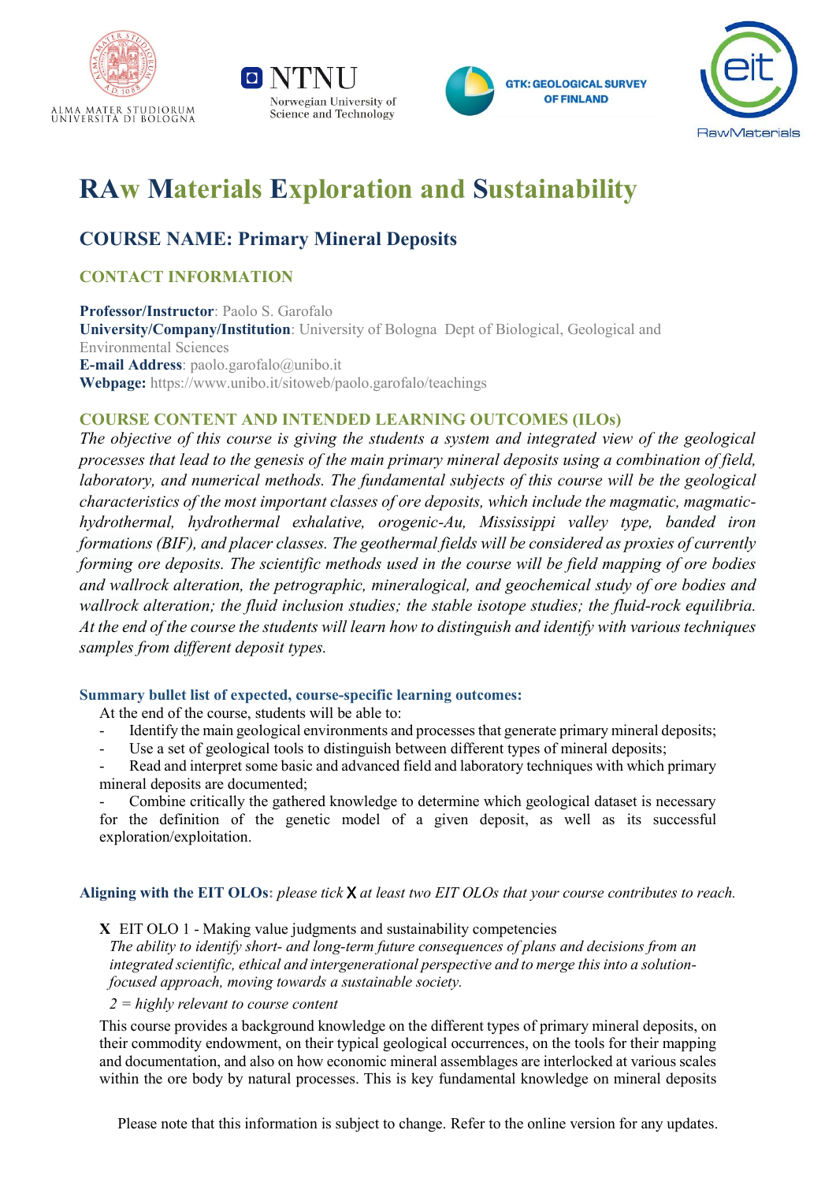ALMA MATER STUDIORUM UNIVERSITÀ DI BOLOGNA

NTNU Norwegian University of Science and Technology

GTK: GEOLOGICAL SURVEY OF FINLAND

eit RawMaterials

# RAw Materials Exploration and Sustainability

## COURSE NAME: Primary Mineral Deposits

### CONTACT INFORMATION

**Professor/Instructor**: Paolo S. Garofalo
**University/Company/Institution**: University of Bologna Dept of Biological, Geological and Environmental Sciences
**E-mail Address**: paolo.garofalo@unibo.it
**Webpage:** https://www.unibo.it/sitoweb/paolo.garofalo/teachings

### COURSE CONTENT AND INTENDED LEARNING OUTCOMES (ILOs)

*The objective of this course is giving the students a system and integrated view of the geological processes that lead to the genesis of the main primary mineral deposits using a combination of field, laboratory, and numerical methods. The fundamental subjects of this course will be the geological characteristics of the most important classes of ore deposits, which include the magmatic, magmatic-hydrothermal, hydrothermal exhalative, orogenic-Au, Mississippi valley type, banded iron formations (BIF), and placer classes. The geothermal fields will be considered as proxies of currently forming ore deposits. The scientific methods used in the course will be field mapping of ore bodies and wallrock alteration, the petrographic, mineralogical, and geochemical study of ore bodies and wallrock alteration; the fluid inclusion studies; the stable isotope studies; the fluid-rock equilibria. At the end of the course the students will learn how to distinguish and identify with various techniques samples from different deposit types.*

#### Summary bullet list of expected, course-specific learning outcomes:

At the end of the course, students will be able to:

- Identify the main geological environments and processes that generate primary mineral deposits;
- Use a set of geological tools to distinguish between different types of mineral deposits;
- Read and interpret some basic and advanced field and laboratory techniques with which primary mineral deposits are documented;
- Combine critically the gathered knowledge to determine which geological dataset is necessary for the definition of the genetic model of a given deposit, as well as its successful exploration/exploitation.

**Aligning with the EIT OLOs:** *please tick* X *at least two EIT OLOs that your course contributes to reach.*

**X** EIT OLO 1 - Making value judgments and sustainability competencies
*The ability to identify short- and long-term future consequences of plans and decisions from an integrated scientific, ethical and intergenerational perspective and to merge this into a solution-focused approach, moving towards a sustainable society.*

*2 = highly relevant to course content*

This course provides a background knowledge on the different types of primary mineral deposits, on their commodity endowment, on their typical geological occurrences, on the tools for their mapping and documentation, and also on how economic mineral assemblages are interlocked at various scales within the ore body by natural processes. This is key fundamental knowledge on mineral deposits

Please note that this information is subject to change. Refer to the online version for any updates.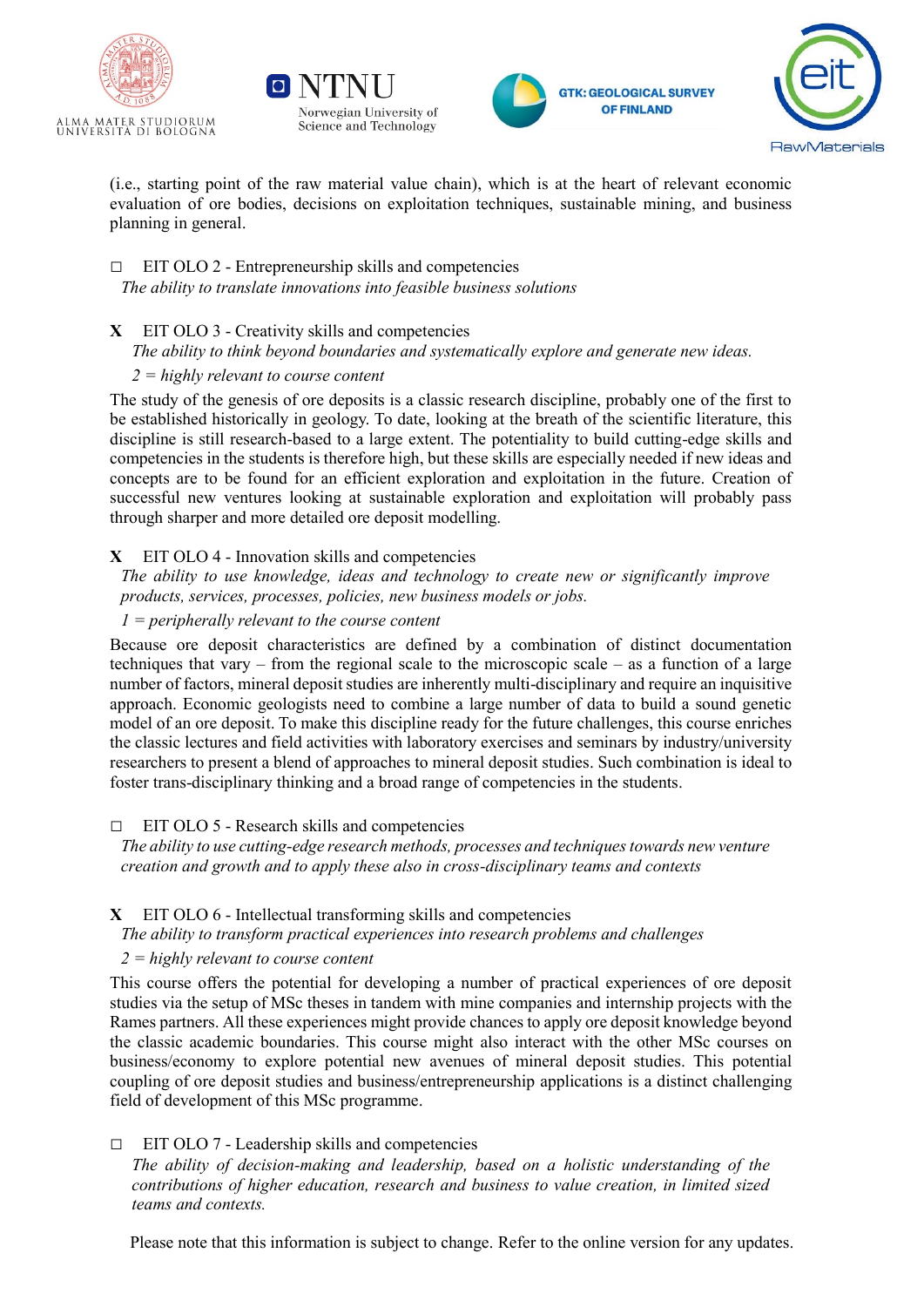(i.e., starting point of the raw material value chain), which is at the heart of relevant economic evaluation of ore bodies, decisions on exploitation techniques, sustainable mining, and business planning in general.

□ EIT OLO 2 - Entrepreneurship skills and competencies
*The ability to translate innovations into feasible business solutions*

X EIT OLO 3 - Creativity skills and competencies
*The ability to think beyond boundaries and systematically explore and generate new ideas.*
*2 = highly relevant to course content*

The study of the genesis of ore deposits is a classic research discipline, probably one of the first to be established historically in geology. To date, looking at the breath of the scientific literature, this discipline is still research-based to a large extent. The potentiality to build cutting-edge skills and competencies in the students is therefore high, but these skills are especially needed if new ideas and concepts are to be found for an efficient exploration and exploitation in the future. Creation of successful new ventures looking at sustainable exploration and exploitation will probably pass through sharper and more detailed ore deposit modelling.

X EIT OLO 4 - Innovation skills and competencies
*The ability to use knowledge, ideas and technology to create new or significantly improve products, services, processes, policies, new business models or jobs.*
*1 = peripherally relevant to the course content*

Because ore deposit characteristics are defined by a combination of distinct documentation techniques that vary – from the regional scale to the microscopic scale – as a function of a large number of factors, mineral deposit studies are inherently multi-disciplinary and require an inquisitive approach. Economic geologists need to combine a large number of data to build a sound genetic model of an ore deposit. To make this discipline ready for the future challenges, this course enriches the classic lectures and field activities with laboratory exercises and seminars by industry/university researchers to present a blend of approaches to mineral deposit studies. Such combination is ideal to foster trans-disciplinary thinking and a broad range of competencies in the students.

□ EIT OLO 5 - Research skills and competencies
*The ability to use cutting-edge research methods, processes and techniques towards new venture creation and growth and to apply these also in cross-disciplinary teams and contexts*

X EIT OLO 6 - Intellectual transforming skills and competencies
*The ability to transform practical experiences into research problems and challenges*
*2 = highly relevant to course content*

This course offers the potential for developing a number of practical experiences of ore deposit studies via the setup of MSc theses in tandem with mine companies and internship projects with the Rames partners. All these experiences might provide chances to apply ore deposit knowledge beyond the classic academic boundaries. This course might also interact with the other MSc courses on business/economy to explore potential new avenues of mineral deposit studies. This potential coupling of ore deposit studies and business/entrepreneurship applications is a distinct challenging field of development of this MSc programme.

□ EIT OLO 7 - Leadership skills and competencies
*The ability of decision-making and leadership, based on a holistic understanding of the contributions of higher education, research and business to value creation, in limited sized teams and contexts.*

Please note that this information is subject to change. Refer to the online version for any updates.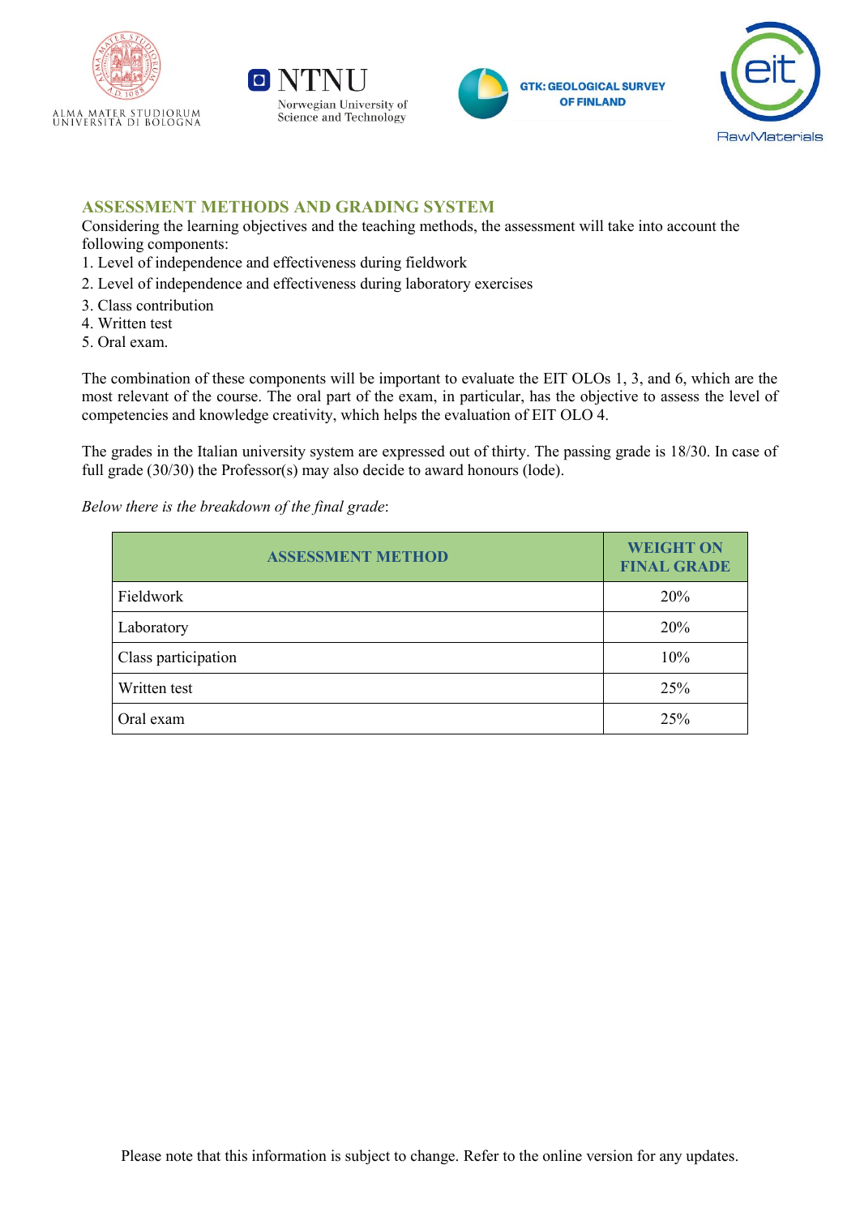## ASSESSMENT METHODS AND GRADING SYSTEM

Considering the learning objectives and the teaching methods, the assessment will take into account the following components:

1. Level of independence and effectiveness during fieldwork
2. Level of independence and effectiveness during laboratory exercises
3. Class contribution
4. Written test
5. Oral exam.

The combination of these components will be important to evaluate the EIT OLOs 1, 3, and 6, which are the most relevant of the course. The oral part of the exam, in particular, has the objective to assess the level of competencies and knowledge creativity, which helps the evaluation of EIT OLO 4.

The grades in the Italian university system are expressed out of thirty. The passing grade is 18/30. In case of full grade (30/30) the Professor(s) may also decide to award honours (lode).

*Below there is the breakdown of the final grade*:

| ASSESSMENT METHOD | WEIGHT ON FINAL GRADE |
|---|---|
| Fieldwork | 20% |
| Laboratory | 20% |
| Class participation | 10% |
| Written test | 25% |
| Oral exam | 25% |

Please note that this information is subject to change. Refer to the online version for any updates.